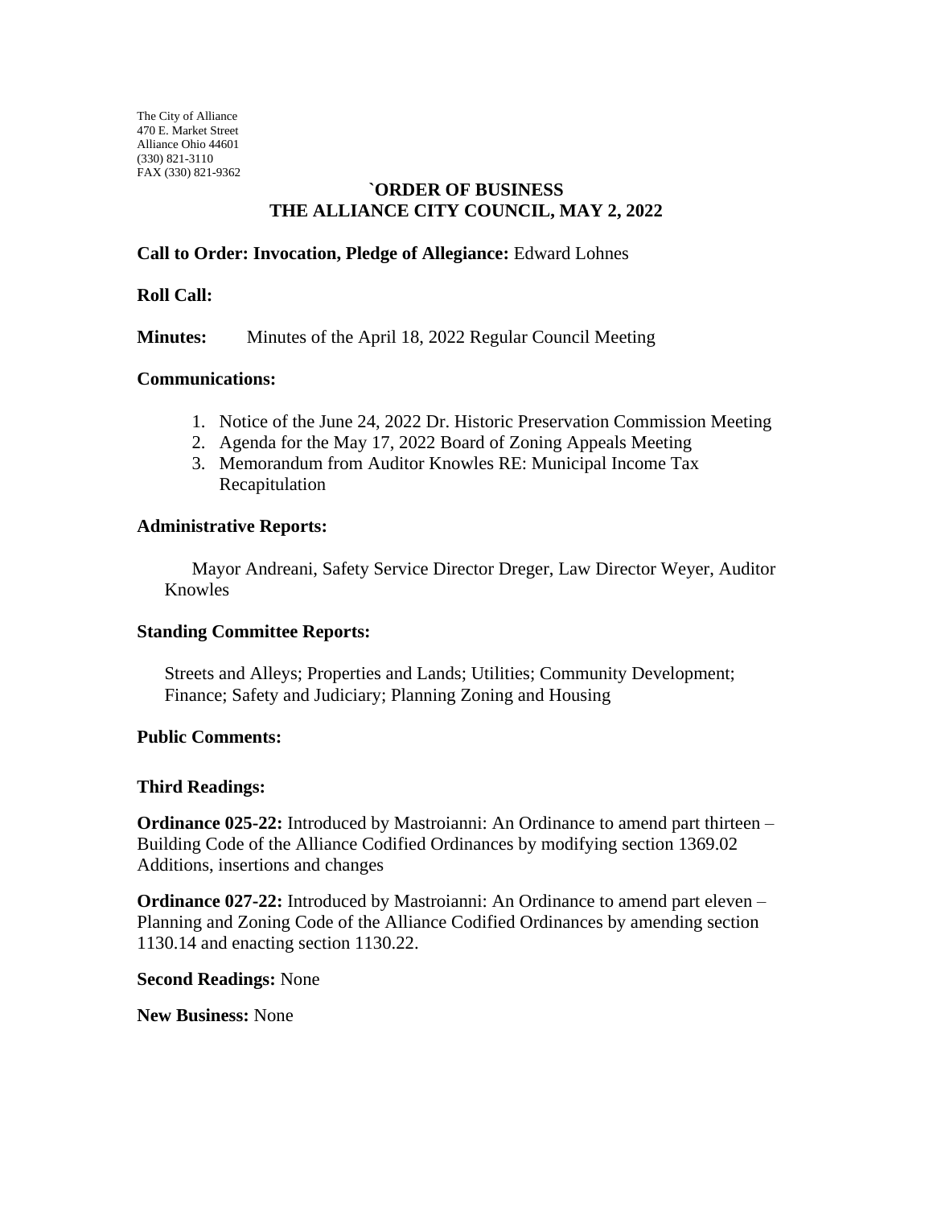The City of Alliance
470 E. Market Street
Alliance Ohio 44601
(330) 821-3110
FAX (330) 821-9362

# `ORDER OF BUSINESS
# THE ALLIANCE CITY COUNCIL, MAY 2, 2022

**Call to Order: Invocation, Pledge of Allegiance:** Edward Lohnes

**Roll Call:**

**Minutes:** Minutes of the April 18, 2022 Regular Council Meeting

**Communications:**

1. Notice of the June 24, 2022 Dr. Historic Preservation Commission Meeting
2. Agenda for the May 17, 2022 Board of Zoning Appeals Meeting
3. Memorandum from Auditor Knowles RE: Municipal Income Tax Recapitulation

**Administrative Reports:**

Mayor Andreani, Safety Service Director Dreger, Law Director Weyer, Auditor Knowles

**Standing Committee Reports:**

Streets and Alleys; Properties and Lands; Utilities; Community Development; Finance; Safety and Judiciary; Planning Zoning and Housing

**Public Comments:**

**Third Readings:**

**Ordinance 025-22:** Introduced by Mastroianni: An Ordinance to amend part thirteen – Building Code of the Alliance Codified Ordinances by modifying section 1369.02 Additions, insertions and changes

**Ordinance 027-22:** Introduced by Mastroianni: An Ordinance to amend part eleven – Planning and Zoning Code of the Alliance Codified Ordinances by amending section 1130.14 and enacting section 1130.22.

**Second Readings:** None

**New Business:** None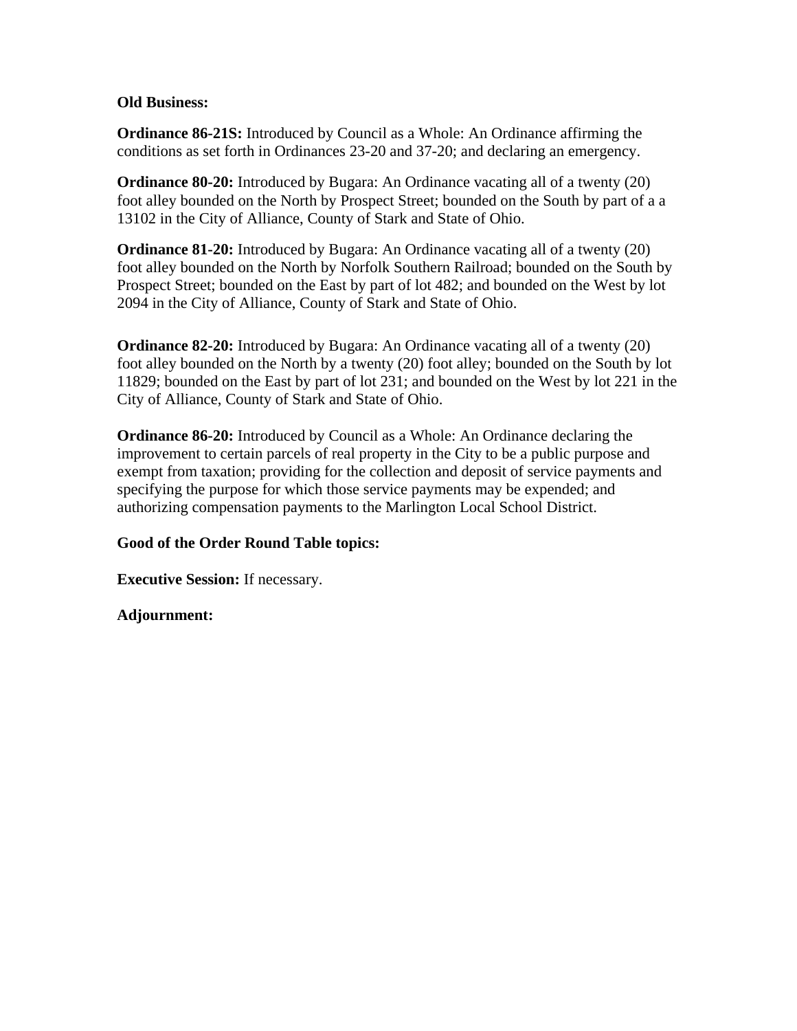**Old Business:**

**Ordinance 86-21S:** Introduced by Council as a Whole: An Ordinance affirming the conditions as set forth in Ordinances 23-20 and 37-20; and declaring an emergency.

**Ordinance 80-20:** Introduced by Bugara: An Ordinance vacating all of a twenty (20) foot alley bounded on the North by Prospect Street; bounded on the South by part of a a 13102 in the City of Alliance, County of Stark and State of Ohio.

**Ordinance 81-20:** Introduced by Bugara: An Ordinance vacating all of a twenty (20) foot alley bounded on the North by Norfolk Southern Railroad; bounded on the South by Prospect Street; bounded on the East by part of lot 482; and bounded on the West by lot 2094 in the City of Alliance, County of Stark and State of Ohio.

**Ordinance 82-20:** Introduced by Bugara: An Ordinance vacating all of a twenty (20) foot alley bounded on the North by a twenty (20) foot alley; bounded on the South by lot 11829; bounded on the East by part of lot 231; and bounded on the West by lot 221 in the City of Alliance, County of Stark and State of Ohio.

**Ordinance 86-20:** Introduced by Council as a Whole: An Ordinance declaring the improvement to certain parcels of real property in the City to be a public purpose and exempt from taxation; providing for the collection and deposit of service payments and specifying the purpose for which those service payments may be expended; and authorizing compensation payments to the Marlington Local School District.

**Good of the Order Round Table topics:**

**Executive Session:** If necessary.

**Adjournment:**